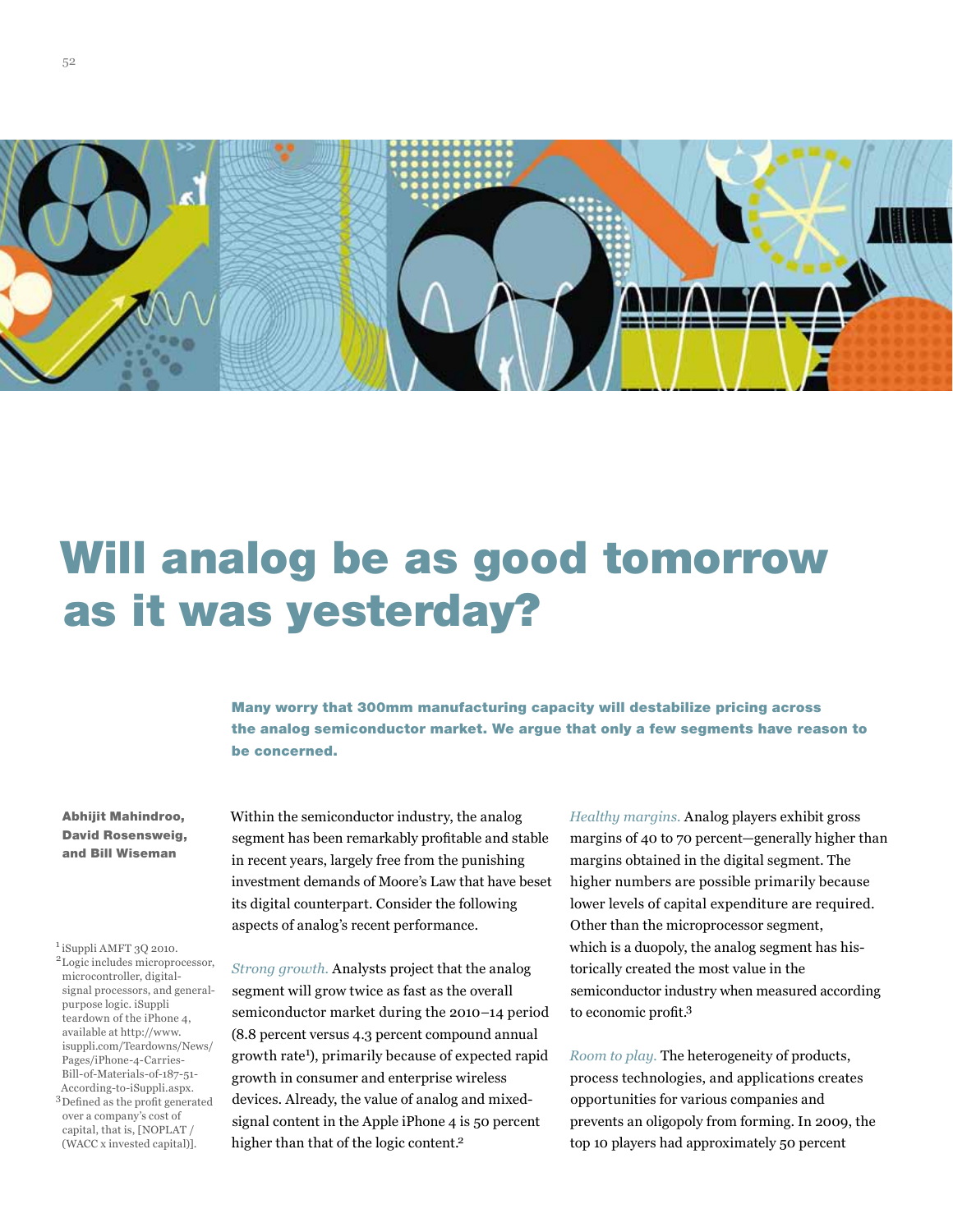# Will analog be as good tomorrow as it was yesterday?

**Many worry that 300mm manufacturing capacity will destabilize pricing across the analog semiconductor market. We argue that only a few segments have reason to be concerned.**

**Abhijit Mahindroo, David Rosensweig, and Bill Wiseman**

Within the semiconductor industry, the analog segment has been remarkably profitable and stable in recent years, largely free from the punishing investment demands of Moore's Law that have beset its digital counterpart. Consider the following aspects of analog's recent performance.

*Strong growth.* Analysts project that the analog segment will grow twice as fast as the overall semiconductor market during the 2010–14 period (8.8 percent versus 4.3 percent compound annual growth rate[1]), primarily because of expected rapid growth in consumer and enterprise wireless devices. Already, the value of analog and mixed-signal content in the Apple iPhone 4 is 50 percent higher than that of the logic content.[2]

*Healthy margins.* Analog players exhibit gross margins of 40 to 70 percent—generally higher than margins obtained in the digital segment. The higher numbers are possible primarily because lower levels of capital expenditure are required. Other than the microprocessor segment, which is a duopoly, the analog segment has historically created the most value in the semiconductor industry when measured according to economic profit.[3]

*Room to play.* The heterogeneity of products, process technologies, and applications creates opportunities for various companies and prevents an oligopoly from forming. In 2009, the top 10 players had approximately 50 percent

[1] iSuppli AMFT 3Q 2010.

[2] Logic includes microprocessor, microcontroller, digital-signal processors, and general-purpose logic. iSuppli teardown of the iPhone 4, available at http://www.isuppli.com/Teardowns/News/Pages/iPhone-4-Carries-Bill-of-Materials-of-187-51-According-to-iSuppli.aspx.

[3] Defined as the profit generated over a company's cost of capital, that is, [NOPLAT / (WACC x invested capital)].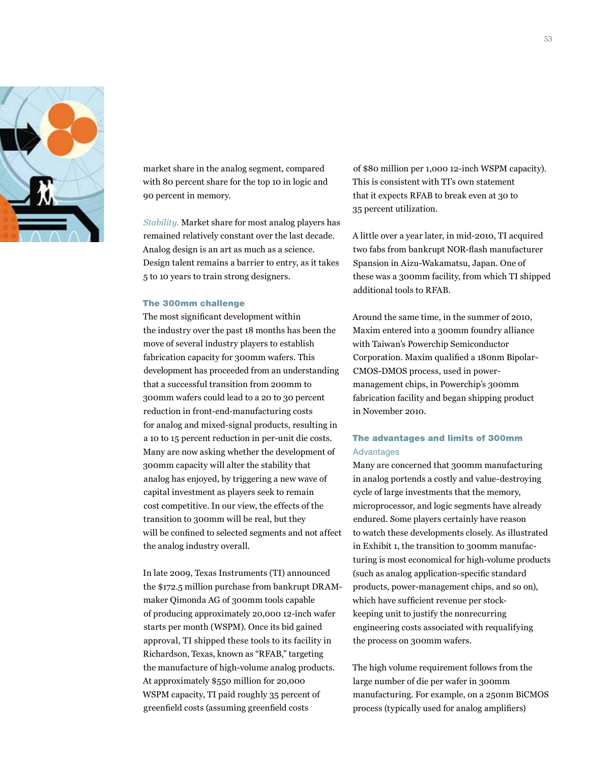market share in the analog segment, compared with 80 percent share for the top 10 in logic and 90 percent in memory.

*Stability.* Market share for most analog players has remained relatively constant over the last decade. Analog design is an art as much as a science. Design talent remains a barrier to entry, as it takes 5 to 10 years to train strong designers.

### The 300mm challenge

The most significant development within the industry over the past 18 months has been the move of several industry players to establish fabrication capacity for 300mm wafers. This development has proceeded from an understanding that a successful transition from 200mm to 300mm wafers could lead to a 20 to 30 percent reduction in front-end-manufacturing costs for analog and mixed-signal products, resulting in a 10 to 15 percent reduction in per-unit die costs. Many are now asking whether the development of 300mm capacity will alter the stability that analog has enjoyed, by triggering a new wave of capital investment as players seek to remain cost competitive. In our view, the effects of the transition to 300mm will be real, but they will be confined to selected segments and not affect the analog industry overall.

In late 2009, Texas Instruments (TI) announced the $172.5 million purchase from bankrupt DRAM-maker Qimonda AG of 300mm tools capable of producing approximately 20,000 12-inch wafer starts per month (WSPM). Once its bid gained approval, TI shipped these tools to its facility in Richardson, Texas, known as "RFAB," targeting the manufacture of high-volume analog products. At approximately $550 million for 20,000 WSPM capacity, TI paid roughly 35 percent of greenfield costs (assuming greenfield costs of $80 million per 1,000 12-inch WSPM capacity). This is consistent with TI's own statement that it expects RFAB to break even at 30 to 35 percent utilization.

A little over a year later, in mid-2010, TI acquired two fabs from bankrupt NOR-flash manufacturer Spansion in Aizu-Wakamatsu, Japan. One of these was a 300mm facility, from which TI shipped additional tools to RFAB.

Around the same time, in the summer of 2010, Maxim entered into a 300mm foundry alliance with Taiwan's Powerchip Semiconductor Corporation. Maxim qualified a 180nm Bipolar-CMOS-DMOS process, used in power-management chips, in Powerchip's 300mm fabrication facility and began shipping product in November 2010.

### The advantages and limits of 300mm

#### Advantages

Many are concerned that 300mm manufacturing in analog portends a costly and value-destroying cycle of large investments that the memory, microprocessor, and logic segments have already endured. Some players certainly have reason to watch these developments closely. As illustrated in Exhibit 1, the transition to 300mm manufacturing is most economical for high-volume products (such as analog application-specific standard products, power-management chips, and so on), which have sufficient revenue per stock-keeping unit to justify the nonrecurring engineering costs associated with requalifying the process on 300mm wafers.

The high volume requirement follows from the large number of die per wafer in 300mm manufacturing. For example, on a 250nm BiCMOS process (typically used for analog amplifiers)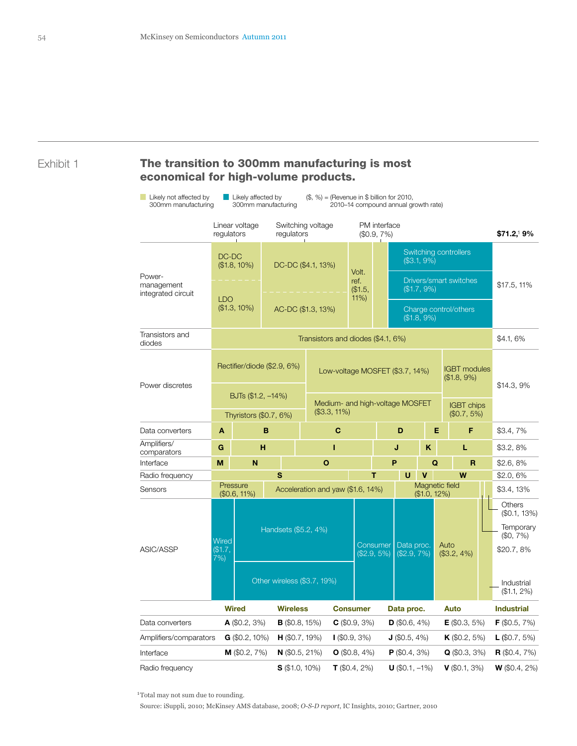Exhibit 1

## The transition to 300mm manufacturing is most economical for high-volume products.

Likely not affected by 300mm manufacturing | Likely affected by 300mm manufacturing | ($, %) = (Revenue in $ billion for 2010, 2010–14 compound annual growth rate)

**$71.2,[1] 9%**

**Power-management integrated circuit** — $17.5, 11%
- Linear voltage regulators: DC-DC ($1.8, 10%); LDO ($1.3, 10%)
- Switching voltage regulators: DC-DC ($4.1, 13%); AC-DC ($1.3, 13%)
- Volt. ref. ($1.5, 11%)
- PM interface ($0.9, 7%)
- Switching controllers ($3.1, 9%)
- Drivers/smart switches ($1.7, 9%)
- Charge control/others ($1.8, 9%)

**Transistors and diodes** — $4.1, 6%
- Transistors and diodes ($4.1, 6%)

**Power discretes** — $14.3, 9%
- Rectifier/diode ($2.9, 6%)
- BJTs ($1.2, –14%)
- Thyristors ($0.7, 6%)
- Low-voltage MOSFET ($3.7, 14%)
- Medium- and high-voltage MOSFET ($3.3, 11%)
- IGBT modules ($1.8, 9%)
- IGBT chips ($0.7, 5%)

**Data converters** — $3.4, 7% (A, B, C, D, E, F)

**Amplifiers/comparators** — $3.2, 8% (G, H, I, J, K, L)

**Interface** — $2.6, 8% (M, N, O, P, Q, R)

**Radio frequency** — $2.0, 6% (S, T, U, V, W)

**Sensors** — $3.4, 13%
- Pressure ($0.6, 11%)
- Acceleration and yaw ($1.6, 14%)
- Magnetic field ($1.0, 12%)
- Others ($0.1, 13%)
- Temporary ($0, 7%)

**ASIC/ASSP** — $20.7, 8%
- Wired ($1.7, 7%)
- Handsets ($5.2, 4%)
- Other wireless ($3.7, 19%)
- Consumer ($2.9, 5%)
- Data proc. ($2.9, 7%)
- Auto ($3.2, 4%)
- Industrial ($1.1, 2%)

| | Wired | Wireless | Consumer | Data proc. | Auto | Industrial |
|---|---|---|---|---|---|---|
| Data converters | **A** ($0.2, 3%) | **B** ($0.8, 15%) | **C** ($0.9, 3%) | **D** ($0.6, 4%) | **E** ($0.3, 5%) | **F** ($0.5, 7%) |
| Amplifiers/comparators | **G** ($0.2, 10%) | **H** ($0.7, 19%) | **I** ($0.9, 3%) | **J** ($0.5, 4%) | **K** ($0.2, 5%) | **L** ($0.7, 5%) |
| Interface | **M** ($0.2, 7%) | **N** ($0.5, 21%) | **O** ($0.8, 4%) | **P** ($0.4, 3%) | **Q** ($0.3, 3%) | **R** ($0.4, 7%) |
| Radio frequency | | **S** ($1.0, 10%) | **T** ($0.4, 2%) | **U** ($0.1, –1%) | **V** ($0.1, 3%) | **W** ($0.4, 2%) |

[1]Total may not sum due to rounding.

Source: iSuppli, 2010; McKinsey AMS database, 2008; *O-S-D report*, IC Insights, 2010; Gartner, 2010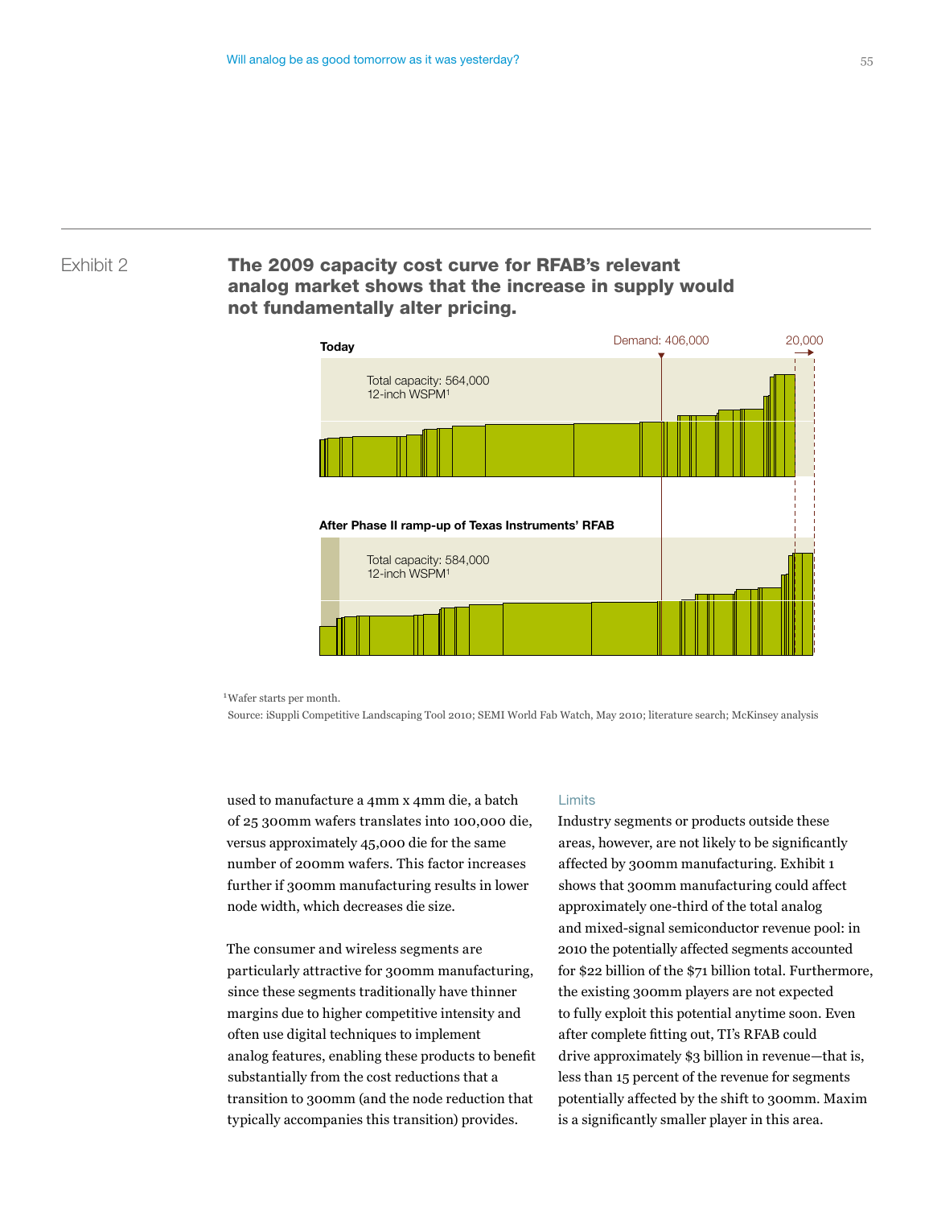Exhibit 2

**The 2009 capacity cost curve for RFAB's relevant analog market shows that the increase in supply would not fundamentally alter pricing.**

**Today**

Demand: 406,000

20,000

Total capacity: 564,000
12-inch WSPM[1]

**After Phase II ramp-up of Texas Instruments' RFAB**

Total capacity: 584,000
12-inch WSPM[1]

[1]Wafer starts per month.

Source: iSuppli Competitive Landscaping Tool 2010; SEMI World Fab Watch, May 2010; literature search; McKinsey analysis

used to manufacture a 4mm x 4mm die, a batch of 25 300mm wafers translates into 100,000 die, versus approximately 45,000 die for the same number of 200mm wafers. This factor increases further if 300mm manufacturing results in lower node width, which decreases die size.

The consumer and wireless segments are particularly attractive for 300mm manufacturing, since these segments traditionally have thinner margins due to higher competitive intensity and often use digital techniques to implement analog features, enabling these products to benefit substantially from the cost reductions that a transition to 300mm (and the node reduction that typically accompanies this transition) provides.

### Limits

Industry segments or products outside these areas, however, are not likely to be significantly affected by 300mm manufacturing. Exhibit 1 shows that 300mm manufacturing could affect approximately one-third of the total analog and mixed-signal semiconductor revenue pool: in 2010 the potentially affected segments accounted for $22 billion of the $71 billion total. Furthermore, the existing 300mm players are not expected to fully exploit this potential anytime soon. Even after complete fitting out, TI's RFAB could drive approximately $3 billion in revenue—that is, less than 15 percent of the revenue for segments potentially affected by the shift to 300mm. Maxim is a significantly smaller player in this area.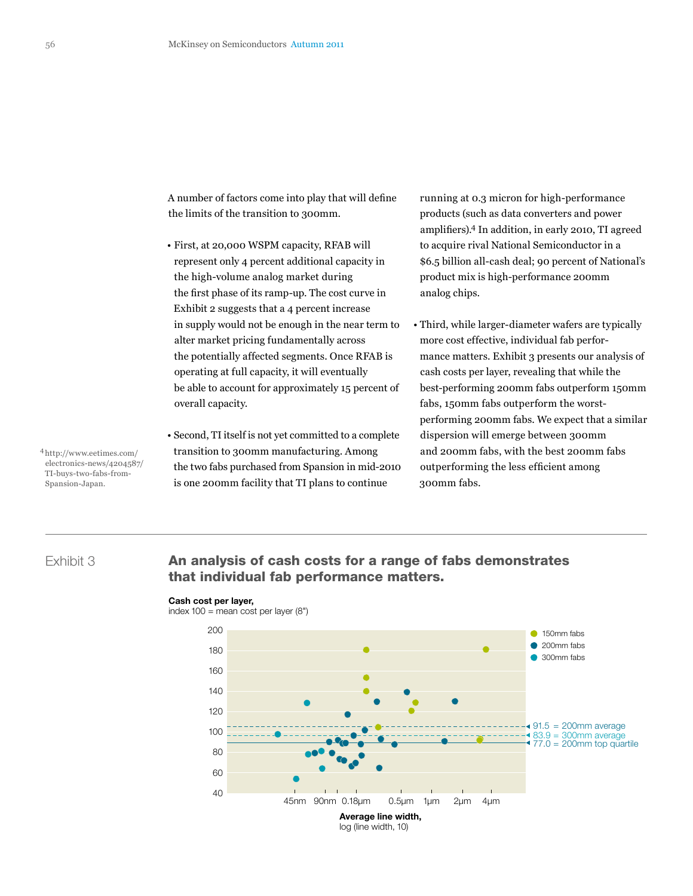A number of factors come into play that will define the limits of the transition to 300mm.

- First, at 20,000 WSPM capacity, RFAB will represent only 4 percent additional capacity in the high-volume analog market during the first phase of its ramp-up. The cost curve in Exhibit 2 suggests that a 4 percent increase in supply would not be enough in the near term to alter market pricing fundamentally across the potentially affected segments. Once RFAB is operating at full capacity, it will eventually be able to account for approximately 15 percent of overall capacity.

- Second, TI itself is not yet committed to a complete transition to 300mm manufacturing. Among the two fabs purchased from Spansion in mid-2010 is one 200mm facility that TI plans to continue running at 0.3 micron for high-performance products (such as data converters and power amplifiers).[4] In addition, in early 2010, TI agreed to acquire rival National Semiconductor in a $6.5 billion all-cash deal; 90 percent of National's product mix is high-performance 200mm analog chips.

- Third, while larger-diameter wafers are typically more cost effective, individual fab performance matters. Exhibit 3 presents our analysis of cash costs per layer, revealing that while the best-performing 200mm fabs outperform 150mm fabs, 150mm fabs outperform the worst-performing 200mm fabs. We expect that a similar dispersion will emerge between 300mm and 200mm fabs, with the best 200mm fabs outperforming the less efficient among 300mm fabs.

[4] http://www.eetimes.com/electronics-news/4204587/TI-buys-two-fabs-from-Spansion-Japan.

Exhibit 3

## An analysis of cash costs for a range of fabs demonstrates that individual fab performance matters.

**Cash cost per layer,**
index 100 = mean cost per layer (8")

Legend: 150mm fabs; 200mm fabs; 300mm fabs

91.5 = 200mm average
83.9 = 300mm average
77.0 = 200mm top quartile

Y-axis: 40, 60, 80, 100, 120, 140, 160, 180, 200

X-axis: 45nm, 90nm, 0.18μm, 0.5μm, 1μm, 2μm, 4μm

**Average line width,**
log (line width, 10)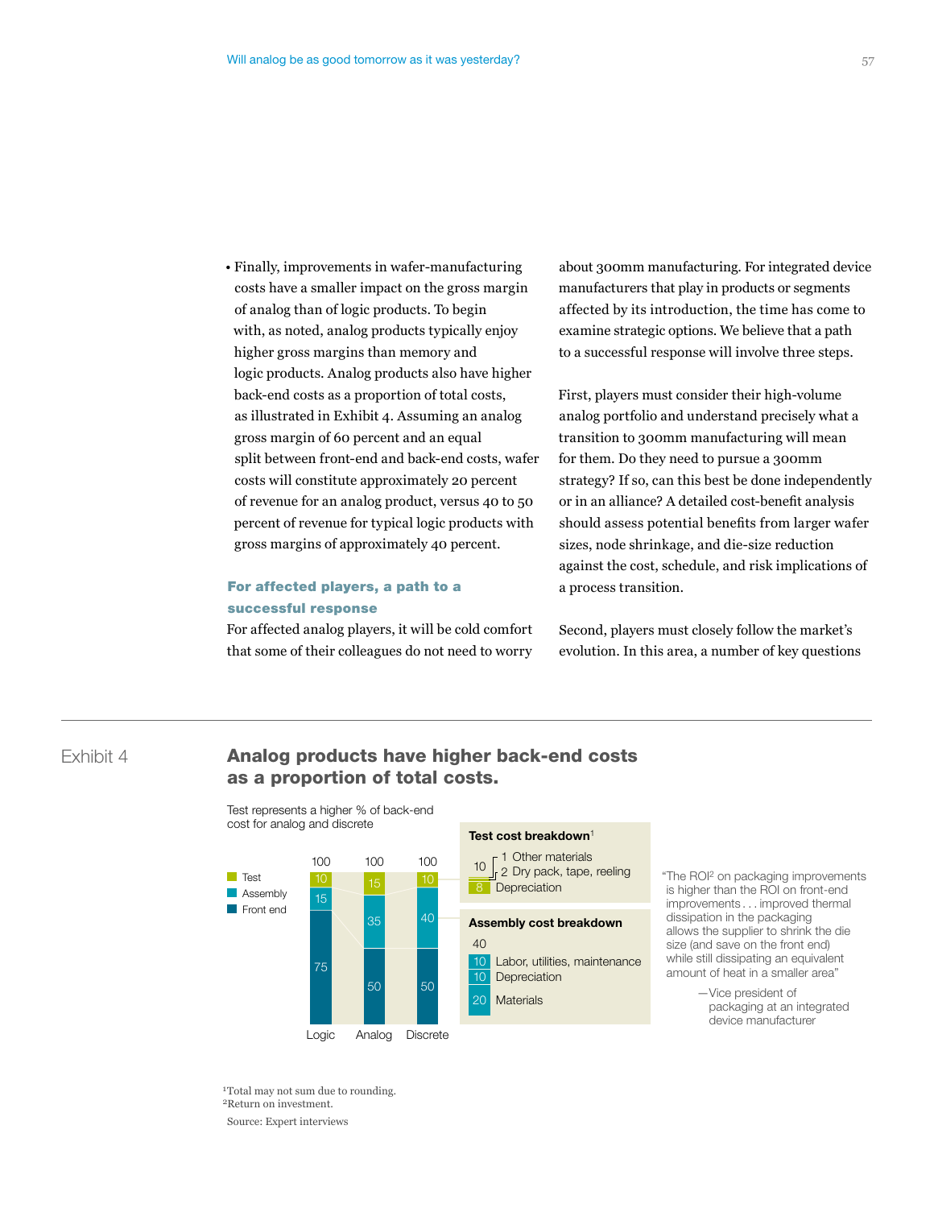- Finally, improvements in wafer-manufacturing costs have a smaller impact on the gross margin of analog than of logic products. To begin with, as noted, analog products typically enjoy higher gross margins than memory and logic products. Analog products also have higher back-end costs as a proportion of total costs, as illustrated in Exhibit 4. Assuming an analog gross margin of 60 percent and an equal split between front-end and back-end costs, wafer costs will constitute approximately 20 percent of revenue for an analog product, versus 40 to 50 percent of revenue for typical logic products with gross margins of approximately 40 percent.

### For affected players, a path to a successful response

For affected analog players, it will be cold comfort that some of their colleagues do not need to worry about 300mm manufacturing. For integrated device manufacturers that play in products or segments affected by its introduction, the time has come to examine strategic options. We believe that a path to a successful response will involve three steps.

First, players must consider their high-volume analog portfolio and understand precisely what a transition to 300mm manufacturing will mean for them. Do they need to pursue a 300mm strategy? If so, can this best be done independently or in an alliance? A detailed cost-benefit analysis should assess potential benefits from larger wafer sizes, node shrinkage, and die-size reduction against the cost, schedule, and risk implications of a process transition.

Second, players must closely follow the market's evolution. In this area, a number of key questions

---

Exhibit 4

## Analog products have higher back-end costs as a proportion of total costs.

Test represents a higher % of back-end cost for analog and discrete

| | Logic | Analog | Discrete |
|---|---|---|---|
| Test | 10 | 15 | 10 |
| Assembly | 15 | 35 | 40 |
| Front end | 75 | 50 | 50 |
| Total | 100 | 100 | 100 |

**Test cost breakdown**[1]

10
- 1 Other materials
- 2 Dry pack, tape, reeling
- 8 Depreciation

**Assembly cost breakdown**

40
- 10 Labor, utilities, maintenance
- 10 Depreciation
- 20 Materials

"The ROI[2] on packaging improvements is higher than the ROI on front-end improvements . . . improved thermal dissipation in the packaging allows the supplier to shrink the die size (and save on the front end) while still dissipating an equivalent amount of heat in a smaller area"

—Vice president of packaging at an integrated device manufacturer

[1]Total may not sum due to rounding.
[2]Return on investment.

Source: Expert interviews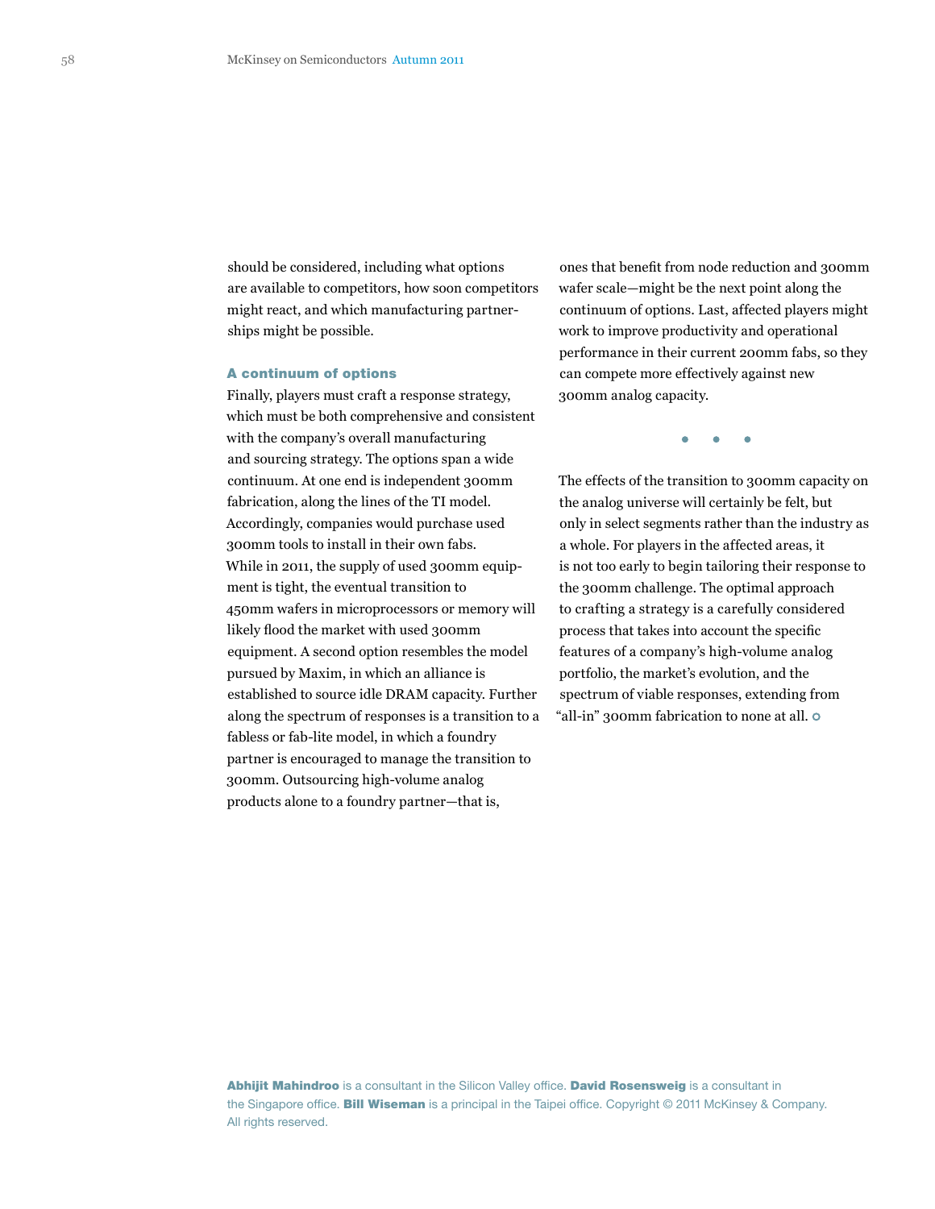should be considered, including what options are available to competitors, how soon competitors might react, and which manufacturing partnerships might be possible.

## A continuum of options

Finally, players must craft a response strategy, which must be both comprehensive and consistent with the company's overall manufacturing and sourcing strategy. The options span a wide continuum. At one end is independent 300mm fabrication, along the lines of the TI model. Accordingly, companies would purchase used 300mm tools to install in their own fabs. While in 2011, the supply of used 300mm equipment is tight, the eventual transition to 450mm wafers in microprocessors or memory will likely flood the market with used 300mm equipment. A second option resembles the model pursued by Maxim, in which an alliance is established to source idle DRAM capacity. Further along the spectrum of responses is a transition to a fabless or fab-lite model, in which a foundry partner is encouraged to manage the transition to 300mm. Outsourcing high-volume analog products alone to a foundry partner—that is, ones that benefit from node reduction and 300mm wafer scale—might be the next point along the continuum of options. Last, affected players might work to improve productivity and operational performance in their current 200mm fabs, so they can compete more effectively against new 300mm analog capacity.

• • •

The effects of the transition to 300mm capacity on the analog universe will certainly be felt, but only in select segments rather than the industry as a whole. For players in the affected areas, it is not too early to begin tailoring their response to the 300mm challenge. The optimal approach to crafting a strategy is a carefully considered process that takes into account the specific features of a company's high-volume analog portfolio, the market's evolution, and the spectrum of viable responses, extending from "all-in" 300mm fabrication to none at all.

**Abhijit Mahindroo** is a consultant in the Silicon Valley office. **David Rosensweig** is a consultant in the Singapore office. **Bill Wiseman** is a principal in the Taipei office. Copyright © 2011 McKinsey & Company. All rights reserved.